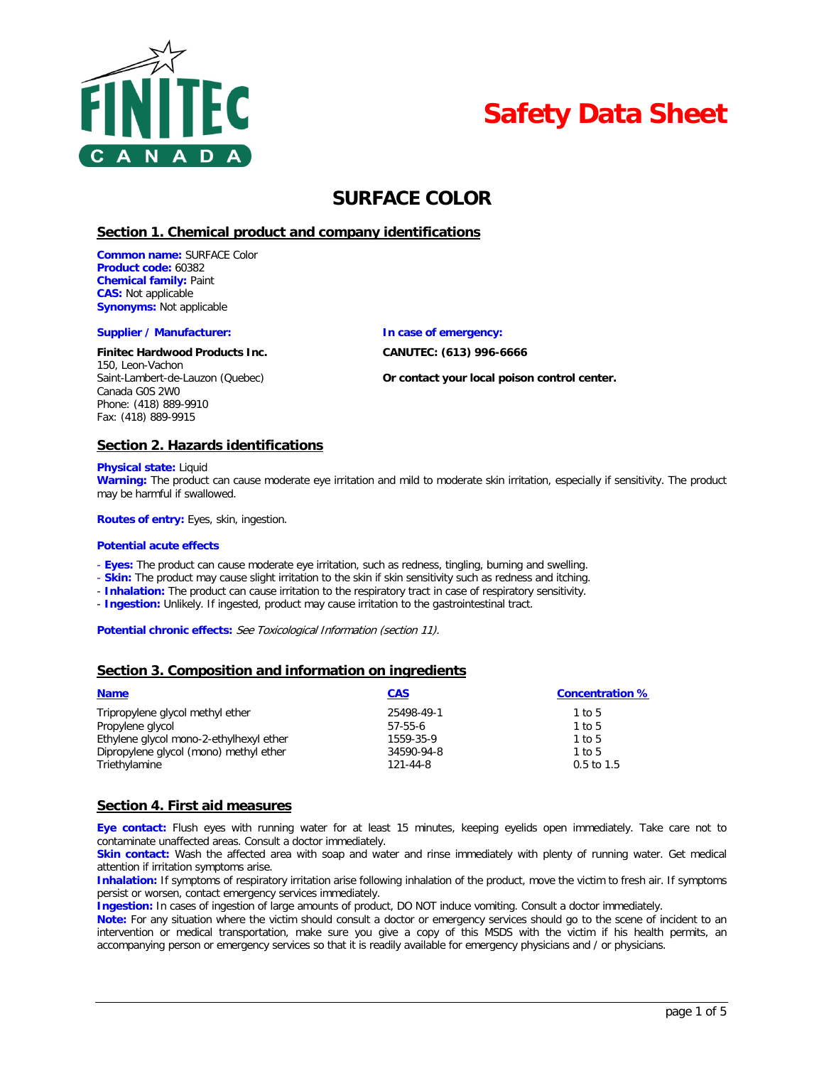# Safety Data Sheet

## SURFACE COLOR

## Section 1. Chemical product and company identifications

**Common name:** SURFACE Color
**Product code:** 60382
**Chemical family:** Paint
**CAS:** Not applicable
**Synonyms:** Not applicable

**Supplier / Manufacturer:**

**Finitec Hardwood Products Inc.**
150, Leon-Vachon
Saint-Lambert-de-Lauzon (Quebec)
Canada G0S 2W0
Phone: (418) 889-9910
Fax: (418) 889-9915

**In case of emergency:**

**CANUTEC: (613) 996-6666**

**Or contact your local poison control center.**

## Section 2. Hazards identifications

**Physical state:** Liquid
**Warning:** The product can cause moderate eye irritation and mild to moderate skin irritation, especially if sensitivity. The product may be harmful if swallowed.

**Routes of entry:** Eyes, skin, ingestion.

**Potential acute effects**

- **Eyes:** The product can cause moderate eye irritation, such as redness, tingling, burning and swelling.
- **Skin:** The product may cause slight irritation to the skin if skin sensitivity such as redness and itching.
- **Inhalation:** The product can cause irritation to the respiratory tract in case of respiratory sensitivity.
- **Ingestion:** Unlikely. If ingested, product may cause irritation to the gastrointestinal tract.

**Potential chronic effects:** *See Toxicological Information (section 11).*

## Section 3. Composition and information on ingredients

| Name | CAS | Concentration % |
|---|---|---|
| Tripropylene glycol methyl ether | 25498-49-1 | 1 to 5 |
| Propylene glycol | 57-55-6 | 1 to 5 |
| Ethylene glycol mono-2-ethylhexyl ether | 1559-35-9 | 1 to 5 |
| Dipropylene glycol (mono) methyl ether | 34590-94-8 | 1 to 5 |
| Triethylamine | 121-44-8 | 0.5 to 1.5 |

## Section 4. First aid measures

**Eye contact:** Flush eyes with running water for at least 15 minutes, keeping eyelids open immediately. Take care not to contaminate unaffected areas. Consult a doctor immediately.
**Skin contact:** Wash the affected area with soap and water and rinse immediately with plenty of running water. Get medical attention if irritation symptoms arise.
**Inhalation:** If symptoms of respiratory irritation arise following inhalation of the product, move the victim to fresh air. If symptoms persist or worsen, contact emergency services immediately.
**Ingestion:** In cases of ingestion of large amounts of product, DO NOT induce vomiting. Consult a doctor immediately.
**Note:** For any situation where the victim should consult a doctor or emergency services should go to the scene of incident to an intervention or medical transportation, make sure you give a copy of this MSDS with the victim if his health permits, an accompanying person or emergency services so that it is readily available for emergency physicians and / or physicians.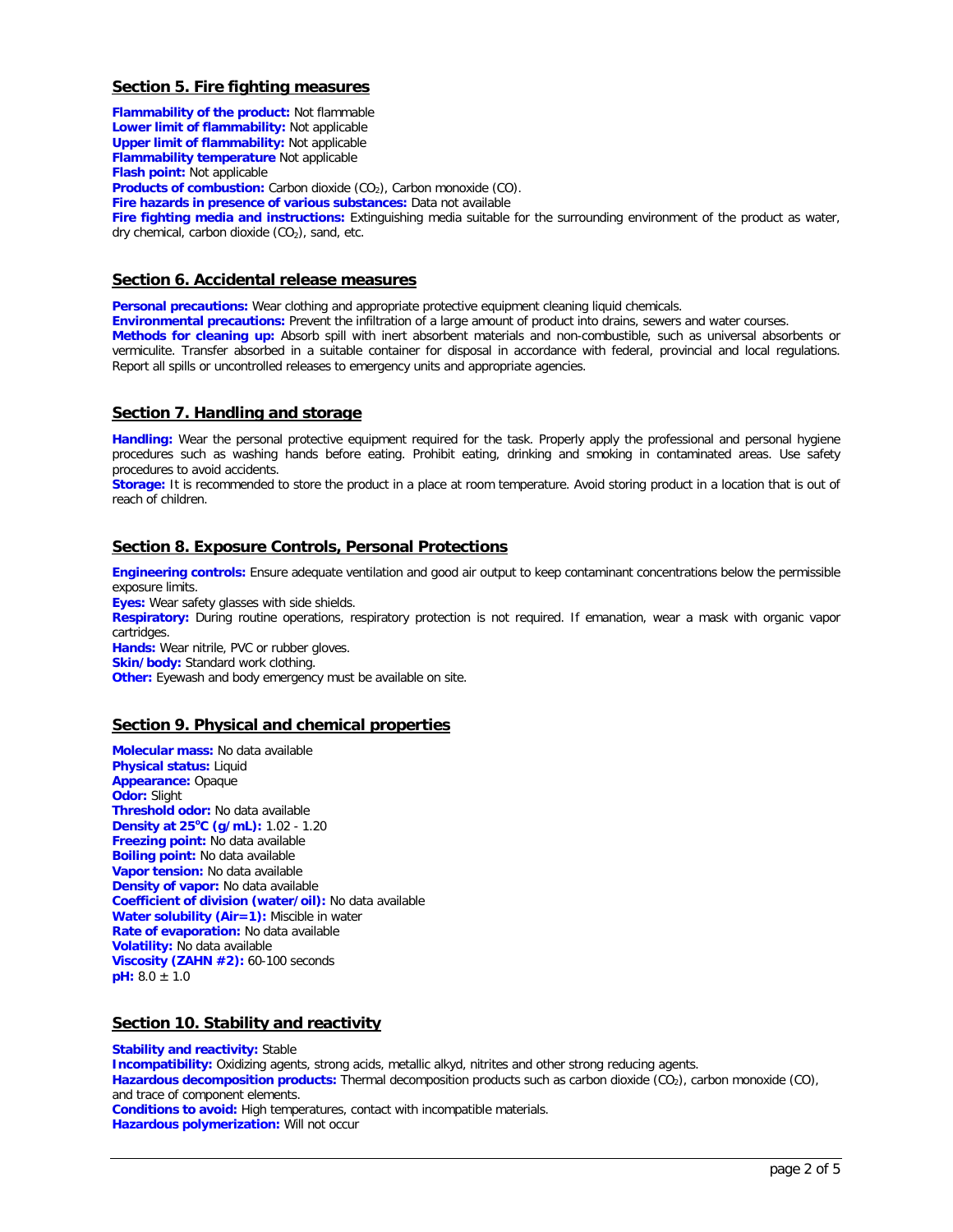## Section 5. Fire fighting measures

**Flammability of the product:** Not flammable
**Lower limit of flammability:** Not applicable
**Upper limit of flammability:** Not applicable
**Flammability temperature** Not applicable
**Flash point:** Not applicable
**Products of combustion:** Carbon dioxide ($CO_2$), Carbon monoxide (CO).
**Fire hazards in presence of various substances:** Data not available
**Fire fighting media and instructions:** Extinguishing media suitable for the surrounding environment of the product as water, dry chemical, carbon dioxide ($CO_2$), sand, etc.

## Section 6. Accidental release measures

**Personal precautions:** Wear clothing and appropriate protective equipment cleaning liquid chemicals.
**Environmental precautions:** Prevent the infiltration of a large amount of product into drains, sewers and water courses.
**Methods for cleaning up:** Absorb spill with inert absorbent materials and non-combustible, such as universal absorbents or vermiculite. Transfer absorbed in a suitable container for disposal in accordance with federal, provincial and local regulations. Report all spills or uncontrolled releases to emergency units and appropriate agencies.

## Section 7. Handling and storage

**Handling:** Wear the personal protective equipment required for the task. Properly apply the professional and personal hygiene procedures such as washing hands before eating. Prohibit eating, drinking and smoking in contaminated areas. Use safety procedures to avoid accidents.
**Storage:** It is recommended to store the product in a place at room temperature. Avoid storing product in a location that is out of reach of children.

## Section 8. Exposure Controls, Personal Protections

**Engineering controls:** Ensure adequate ventilation and good air output to keep contaminant concentrations below the permissible exposure limits.
**Eyes:** Wear safety glasses with side shields.
**Respiratory:** During routine operations, respiratory protection is not required. If emanation, wear a mask with organic vapor cartridges.
**Hands:** Wear nitrile, PVC or rubber gloves.
**Skin/body:** Standard work clothing.
**Other:** Eyewash and body emergency must be available on site.

## Section 9. Physical and chemical properties

**Molecular mass:** No data available
**Physical status:** Liquid
**Appearance:** Opaque
**Odor:** Slight
**Threshold odor:** No data available
**Density at 25°C (g/mL):** 1.02 - 1.20
**Freezing point:** No data available
**Boiling point:** No data available
**Vapor tension:** No data available
**Density of vapor:** No data available
**Coefficient of division (water/oil):** No data available
**Water solubility (Air=1):** Miscible in water
**Rate of evaporation:** No data available
**Volatility:** No data available
**Viscosity (ZAHN #2):** 60-100 seconds
**pH:** $8.0 \pm 1.0$

## Section 10. Stability and reactivity

**Stability and reactivity:** Stable
**Incompatibility:** Oxidizing agents, strong acids, metallic alkyd, nitrites and other strong reducing agents.
**Hazardous decomposition products:** Thermal decomposition products such as carbon dioxide ($CO_2$), carbon monoxide (CO), and trace of component elements.
**Conditions to avoid:** High temperatures, contact with incompatible materials.
**Hazardous polymerization:** Will not occur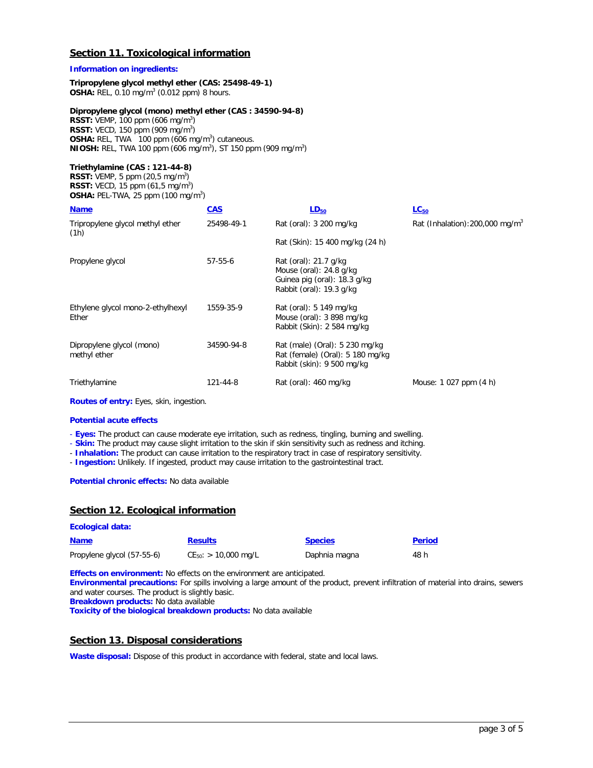## Section 11. Toxicological information

**Information on ingredients:**

**Tripropylene glycol methyl ether (CAS: 25498-49-1)**
**OSHA:** REL, 0.10 mg/m$^3$ (0.012 ppm) 8 hours.

**Dipropylene glycol (mono) methyl ether (CAS : 34590-94-8)**
**RSST:** VEMP, 100 ppm (606 mg/m$^3$)
**RSST:** VECD, 150 ppm (909 mg/m$^3$)
**OSHA:** REL, TWA 100 ppm (606 mg/m$^3$) cutaneous.
**NIOSH:** REL, TWA 100 ppm (606 mg/m$^3$), ST 150 ppm (909 mg/m$^3$)

**Triethylamine (CAS : 121-44-8)**
**RSST:** VEMP, 5 ppm (20,5 mg/m$^3$)
**RSST:** VECD, 15 ppm (61,5 mg/m$^3$)
**OSHA:** PEL-TWA, 25 ppm (100 mg/m$^3$)

| Name | CAS | $LD_{50}$ | $LC_{50}$ |
|---|---|---|---|
| Tripropylene glycol methyl ether | 25498-49-1 | Rat (oral): 3 200 mg/kg<br>Rat (Skin): 15 400 mg/kg (24 h) | Rat (Inhalation): 200,000 mg/m$^3$ (1h) |
| Propylene glycol | 57-55-6 | Rat (oral): 21.7 g/kg<br>Mouse (oral): 24.8 g/kg<br>Guinea pig (oral): 18.3 g/kg<br>Rabbit (oral): 19.3 g/kg | |
| Ethylene glycol mono-2-ethylhexyl Ether | 1559-35-9 | Rat (oral): 5 149 mg/kg<br>Mouse (oral): 3 898 mg/kg<br>Rabbit (Skin): 2 584 mg/kg | |
| Dipropylene glycol (mono) methyl ether | 34590-94-8 | Rat (male) (Oral): 5 230 mg/kg<br>Rat (female) (Oral): 5 180 mg/kg<br>Rabbit (skin): 9 500 mg/kg | |
| Triethylamine | 121-44-8 | Rat (oral): 460 mg/kg | Mouse: 1 027 ppm (4 h) |

**Routes of entry:** Eyes, skin, ingestion.

**Potential acute effects**

- **Eyes:** The product can cause moderate eye irritation, such as redness, tingling, burning and swelling.
- **Skin:** The product may cause slight irritation to the skin if skin sensitivity such as redness and itching.
- **Inhalation:** The product can cause irritation to the respiratory tract in case of respiratory sensitivity.
- **Ingestion:** Unlikely. If ingested, product may cause irritation to the gastrointestinal tract.

**Potential chronic effects:** No data available

## Section 12. Ecological information

**Ecological data:**

| Name | Results | Species | Period |
|---|---|---|---|
| Propylene glycol (57-55-6) | $CE_{50}$: > 10,000 mg/L | Daphnia magna | 48 h |

**Effects on environment:** No effects on the environment are anticipated.
**Environmental precautions:** For spills involving a large amount of the product, prevent infiltration of material into drains, sewers and water courses. The product is slightly basic.
**Breakdown products:** No data available
**Toxicity of the biological breakdown products:** No data available

## Section 13. Disposal considerations

**Waste disposal:** Dispose of this product in accordance with federal, state and local laws.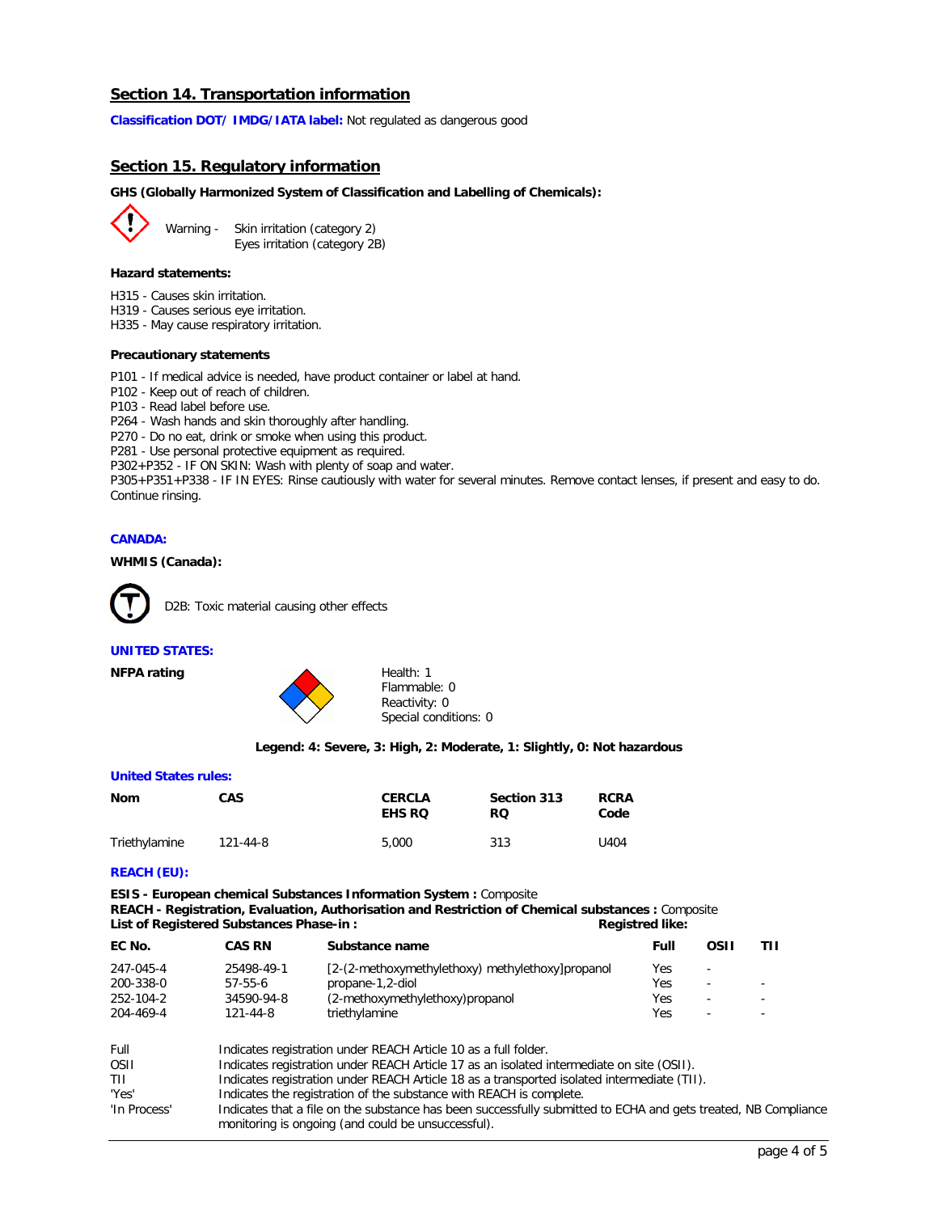## Section 14. Transportation information

**Classification DOT/ IMDG/IATA label:** Not regulated as dangerous good

## Section 15. Regulatory information

**GHS (Globally Harmonized System of Classification and Labelling of Chemicals):**

Warning - Skin irritation (category 2)
Eyes irritation (category 2B)

**Hazard statements:**

H315 - Causes skin irritation.
H319 - Causes serious eye irritation.
H335 - May cause respiratory irritation.

**Precautionary statements**

P101 - If medical advice is needed, have product container or label at hand.
P102 - Keep out of reach of children.
P103 - Read label before use.
P264 - Wash hands and skin thoroughly after handling.
P270 - Do no eat, drink or smoke when using this product.
P281 - Use personal protective equipment as required.
P302+P352 - IF ON SKIN: Wash with plenty of soap and water.
P305+P351+P338 - IF IN EYES: Rinse cautiously with water for several minutes. Remove contact lenses, if present and easy to do. Continue rinsing.

### CANADA:

**WHMIS (Canada):**

D2B: Toxic material causing other effects

### UNITED STATES:

**NFPA rating**

Health: 1
Flammable: 0
Reactivity: 0
Special conditions: 0

**Legend: 4: Severe, 3: High, 2: Moderate, 1: Slightly, 0: Not hazardous**

### United States rules:

| Nom | CAS | CERCLA EHS RQ | Section 313 RQ | RCRA Code |
|---|---|---|---|---|
| Triethylamine | 121-44-8 | 5,000 | 313 | U404 |

### REACH (EU):

**ESIS - European chemical Substances Information System :** Composite
**REACH - Registration, Evaluation, Authorisation and Restriction of Chemical substances :** Composite
**List of Registered Substances Phase-in :** **Registred like:**

| EC No. | CAS RN | Substance name | Full | OSII | TII |
|---|---|---|---|---|---|
| 247-045-4 | 25498-49-1 | [2-(2-methoxymethylethoxy) methylethoxy]propanol | Yes | - | |
| 200-338-0 | 57-55-6 | propane-1,2-diol | Yes | - | - |
| 252-104-2 | 34590-94-8 | (2-methoxymethylethoxy)propanol | Yes | - | - |
| 204-469-4 | 121-44-8 | triethylamine | Yes | - | - |

| | |
|---|---|
| Full | Indicates registration under REACH Article 10 as a full folder. |
| OSII | Indicates registration under REACH Article 17 as an isolated intermediate on site (OSII). |
| TII | Indicates registration under REACH Article 18 as a transported isolated intermediate (TII). |
| 'Yes' | Indicates the registration of the substance with REACH is complete. |
| 'In Process' | Indicates that a file on the substance has been successfully submitted to ECHA and gets treated, NB Compliance monitoring is ongoing (and could be unsuccessful). |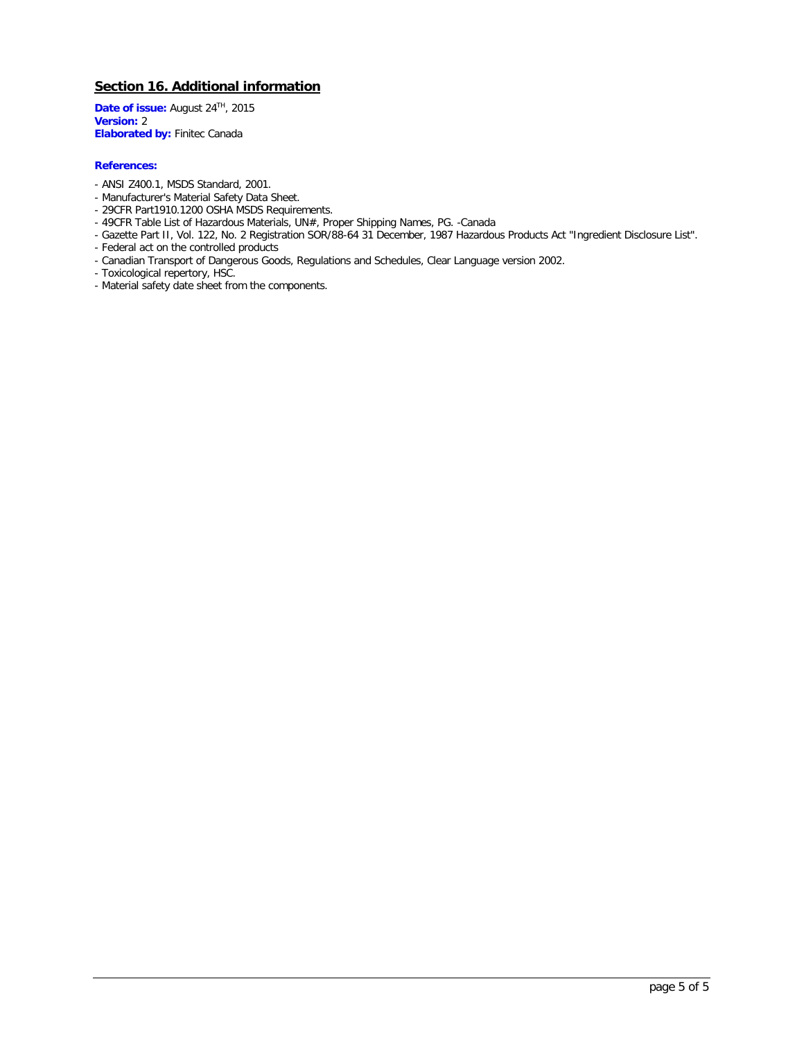## Section 16. Additional information

**Date of issue:** August 24TH, 2015
**Version:** 2
**Elaborated by:** Finitec Canada

**References:**

- ANSI Z400.1, MSDS Standard, 2001.
- Manufacturer's Material Safety Data Sheet.
- 29CFR Part1910.1200 OSHA MSDS Requirements.
- 49CFR Table List of Hazardous Materials, UN#, Proper Shipping Names, PG. -Canada
- Gazette Part II, Vol. 122, No. 2 Registration SOR/88-64 31 December, 1987 Hazardous Products Act "Ingredient Disclosure List".
- Federal act on the controlled products
- Canadian Transport of Dangerous Goods, Regulations and Schedules, Clear Language version 2002.
- Toxicological repertory, HSC.
- Material safety date sheet from the components.